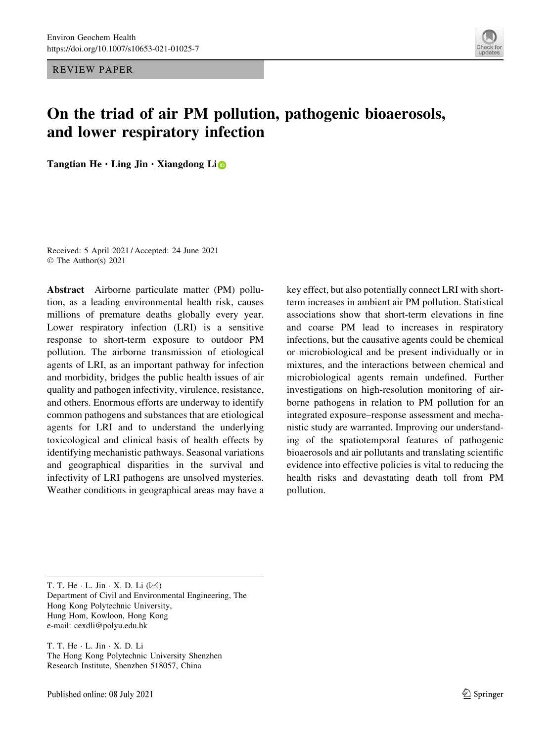REVIEW PAPER

# On the triad of air PM pollution, pathogenic bioaerosols, and lower respiratory infection

**Tangtian He · Ling Jin · Xiangdong Li**

Received: 5 April 2021 / Accepted: 24 June 2021
© The Author(s) 2021

**Abstract** Airborne particulate matter (PM) pollution, as a leading environmental health risk, causes millions of premature deaths globally every year. Lower respiratory infection (LRI) is a sensitive response to short-term exposure to outdoor PM pollution. The airborne transmission of etiological agents of LRI, as an important pathway for infection and morbidity, bridges the public health issues of air quality and pathogen infectivity, virulence, resistance, and others. Enormous efforts are underway to identify common pathogens and substances that are etiological agents for LRI and to understand the underlying toxicological and clinical basis of health effects by identifying mechanistic pathways. Seasonal variations and geographical disparities in the survival and infectivity of LRI pathogens are unsolved mysteries. Weather conditions in geographical areas may have a key effect, but also potentially connect LRI with short-term increases in ambient air PM pollution. Statistical associations show that short-term elevations in fine and coarse PM lead to increases in respiratory infections, but the causative agents could be chemical or microbiological and be present individually or in mixtures, and the interactions between chemical and microbiological agents remain undefined. Further investigations on high-resolution monitoring of airborne pathogens in relation to PM pollution for an integrated exposure–response assessment and mechanistic study are warranted. Improving our understanding of the spatiotemporal features of pathogenic bioaerosols and air pollutants and translating scientific evidence into effective policies is vital to reducing the health risks and devastating death toll from PM pollution.

---

T. T. He · L. Jin · X. D. Li (✉)
Department of Civil and Environmental Engineering, The Hong Kong Polytechnic University, Hung Hom, Kowloon, Hong Kong
e-mail: cexdli@polyu.edu.hk

T. T. He · L. Jin · X. D. Li
The Hong Kong Polytechnic University Shenzhen Research Institute, Shenzhen 518057, China

Published online: 08 July 2021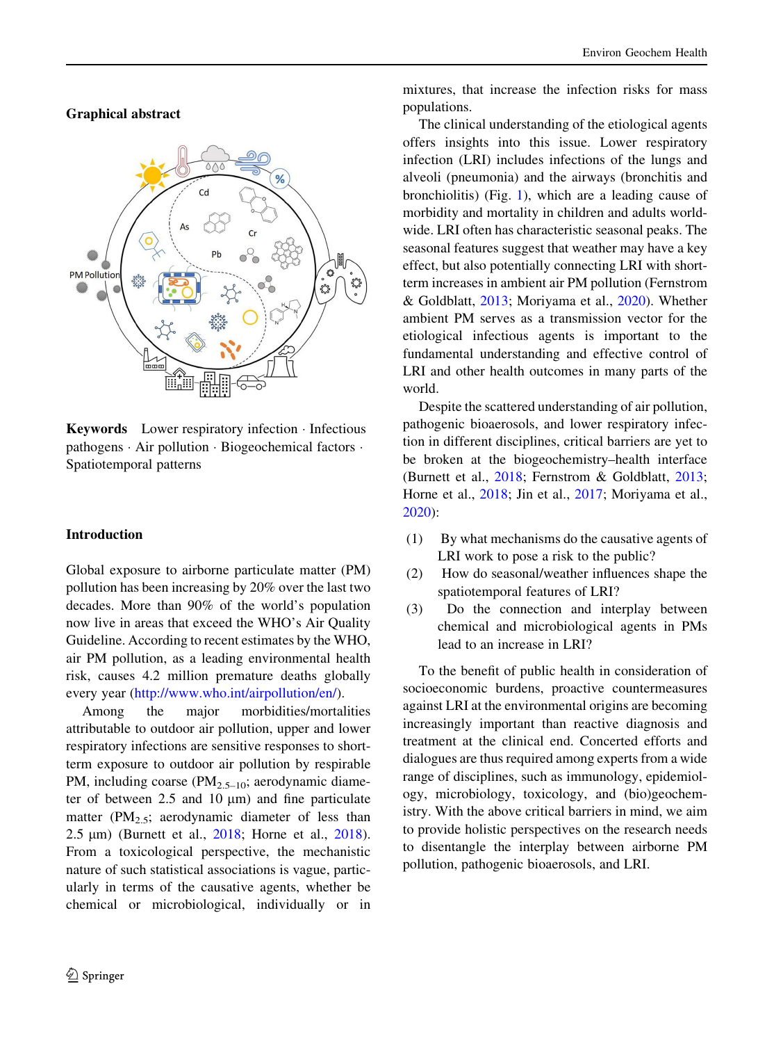## Graphical abstract

**Keywords** Lower respiratory infection · Infectious pathogens · Air pollution · Biogeochemical factors · Spatiotemporal patterns

## Introduction

Global exposure to airborne particulate matter (PM) pollution has been increasing by 20% over the last two decades. More than 90% of the world's population now live in areas that exceed the WHO's Air Quality Guideline. According to recent estimates by the WHO, air PM pollution, as a leading environmental health risk, causes 4.2 million premature deaths globally every year (http://www.who.int/airpollution/en/).

Among the major morbidities/mortalities attributable to outdoor air pollution, upper and lower respiratory infections are sensitive responses to short-term exposure to outdoor air pollution by respirable PM, including coarse ($PM_{2.5-10}$; aerodynamic diameter of between 2.5 and 10 μm) and fine particulate matter ($PM_{2.5}$; aerodynamic diameter of less than 2.5 μm) (Burnett et al., 2018; Horne et al., 2018). From a toxicological perspective, the mechanistic nature of such statistical associations is vague, particularly in terms of the causative agents, whether be chemical or microbiological, individually or in mixtures, that increase the infection risks for mass populations.

The clinical understanding of the etiological agents offers insights into this issue. Lower respiratory infection (LRI) includes infections of the lungs and alveoli (pneumonia) and the airways (bronchitis and bronchiolitis) (Fig. 1), which are a leading cause of morbidity and mortality in children and adults worldwide. LRI often has characteristic seasonal peaks. The seasonal features suggest that weather may have a key effect, but also potentially connecting LRI with short-term increases in ambient air PM pollution (Fernstrom & Goldblatt, 2013; Moriyama et al., 2020). Whether ambient PM serves as a transmission vector for the etiological infectious agents is important to the fundamental understanding and effective control of LRI and other health outcomes in many parts of the world.

Despite the scattered understanding of air pollution, pathogenic bioaerosols, and lower respiratory infection in different disciplines, critical barriers are yet to be broken at the biogeochemistry–health interface (Burnett et al., 2018; Fernstrom & Goldblatt, 2013; Horne et al., 2018; Jin et al., 2017; Moriyama et al., 2020):

(1) By what mechanisms do the causative agents of LRI work to pose a risk to the public?
(2) How do seasonal/weather influences shape the spatiotemporal features of LRI?
(3) Do the connection and interplay between chemical and microbiological agents in PMs lead to an increase in LRI?

To the benefit of public health in consideration of socioeconomic burdens, proactive countermeasures against LRI at the environmental origins are becoming increasingly important than reactive diagnosis and treatment at the clinical end. Concerted efforts and dialogues are thus required among experts from a wide range of disciplines, such as immunology, epidemiology, microbiology, toxicology, and (bio)geochemistry. With the above critical barriers in mind, we aim to provide holistic perspectives on the research needs to disentangle the interplay between airborne PM pollution, pathogenic bioaerosols, and LRI.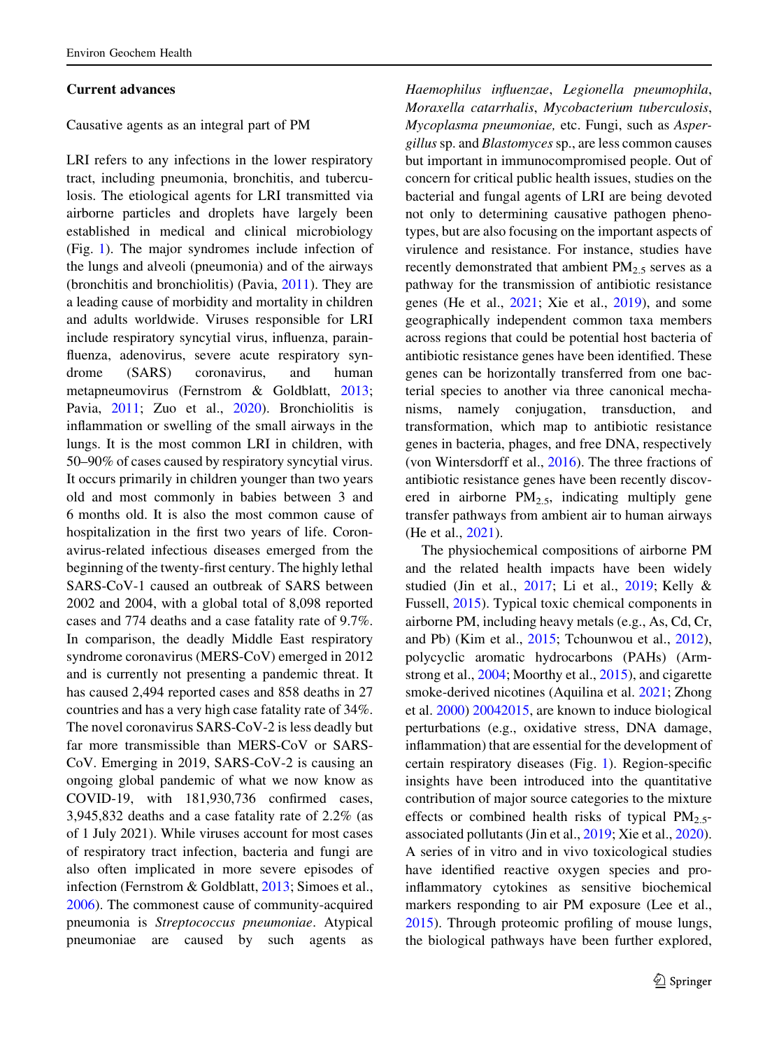### Current advances

Causative agents as an integral part of PM

LRI refers to any infections in the lower respiratory tract, including pneumonia, bronchitis, and tuberculosis. The etiological agents for LRI transmitted via airborne particles and droplets have largely been established in medical and clinical microbiology (Fig. 1). The major syndromes include infection of the lungs and alveoli (pneumonia) and of the airways (bronchitis and bronchiolitis) (Pavia, 2011). They are a leading cause of morbidity and mortality in children and adults worldwide. Viruses responsible for LRI include respiratory syncytial virus, influenza, parainfluenza, adenovirus, severe acute respiratory syndrome (SARS) coronavirus, and human metapneumovirus (Fernstrom & Goldblatt, 2013; Pavia, 2011; Zuo et al., 2020). Bronchiolitis is inflammation or swelling of the small airways in the lungs. It is the most common LRI in children, with 50–90% of cases caused by respiratory syncytial virus. It occurs primarily in children younger than two years old and most commonly in babies between 3 and 6 months old. It is also the most common cause of hospitalization in the first two years of life. Coronavirus-related infectious diseases emerged from the beginning of the twenty-first century. The highly lethal SARS-CoV-1 caused an outbreak of SARS between 2002 and 2004, with a global total of 8,098 reported cases and 774 deaths and a case fatality rate of 9.7%. In comparison, the deadly Middle East respiratory syndrome coronavirus (MERS-CoV) emerged in 2012 and is currently not presenting a pandemic threat. It has caused 2,494 reported cases and 858 deaths in 27 countries and has a very high case fatality rate of 34%. The novel coronavirus SARS-CoV-2 is less deadly but far more transmissible than MERS-CoV or SARS-CoV. Emerging in 2019, SARS-CoV-2 is causing an ongoing global pandemic of what we now know as COVID-19, with 181,930,736 confirmed cases, 3,945,832 deaths and a case fatality rate of 2.2% (as of 1 July 2021). While viruses account for most cases of respiratory tract infection, bacteria and fungi are also often implicated in more severe episodes of infection (Fernstrom & Goldblatt, 2013; Simoes et al., 2006). The commonest cause of community-acquired pneumonia is *Streptococcus pneumoniae*. Atypical pneumoniae are caused by such agents as *Haemophilus influenzae*, *Legionella pneumophila*, *Moraxella catarrhalis*, *Mycobacterium tuberculosis*, *Mycoplasma pneumoniae,* etc. Fungi, such as *Aspergillus* sp. and *Blastomyces* sp., are less common causes but important in immunocompromised people. Out of concern for critical public health issues, studies on the bacterial and fungal agents of LRI are being devoted not only to determining causative pathogen phenotypes, but are also focusing on the important aspects of virulence and resistance. For instance, studies have recently demonstrated that ambient $PM_{2.5}$ serves as a pathway for the transmission of antibiotic resistance genes (He et al., 2021; Xie et al., 2019), and some geographically independent common taxa members across regions that could be potential host bacteria of antibiotic resistance genes have been identified. These genes can be horizontally transferred from one bacterial species to another via three canonical mechanisms, namely conjugation, transduction, and transformation, which map to antibiotic resistance genes in bacteria, phages, and free DNA, respectively (von Wintersdorff et al., 2016). The three fractions of antibiotic resistance genes have been recently discovered in airborne $PM_{2.5}$, indicating multiply gene transfer pathways from ambient air to human airways (He et al., 2021).

The physiochemical compositions of airborne PM and the related health impacts have been widely studied (Jin et al., 2017; Li et al., 2019; Kelly & Fussell, 2015). Typical toxic chemical components in airborne PM, including heavy metals (e.g., As, Cd, Cr, and Pb) (Kim et al., 2015; Tchounwou et al., 2012), polycyclic aromatic hydrocarbons (PAHs) (Armstrong et al., 2004; Moorthy et al., 2015), and cigarette smoke-derived nicotines (Aquilina et al. 2021; Zhong et al. 2000) 20042015, are known to induce biological perturbations (e.g., oxidative stress, DNA damage, inflammation) that are essential for the development of certain respiratory diseases (Fig. 1). Region-specific insights have been introduced into the quantitative contribution of major source categories to the mixture effects or combined health risks of typical $PM_{2.5}$-associated pollutants (Jin et al., 2019; Xie et al., 2020). A series of in vitro and in vivo toxicological studies have identified reactive oxygen species and pro-inflammatory cytokines as sensitive biochemical markers responding to air PM exposure (Lee et al., 2015). Through proteomic profiling of mouse lungs, the biological pathways have been further explored,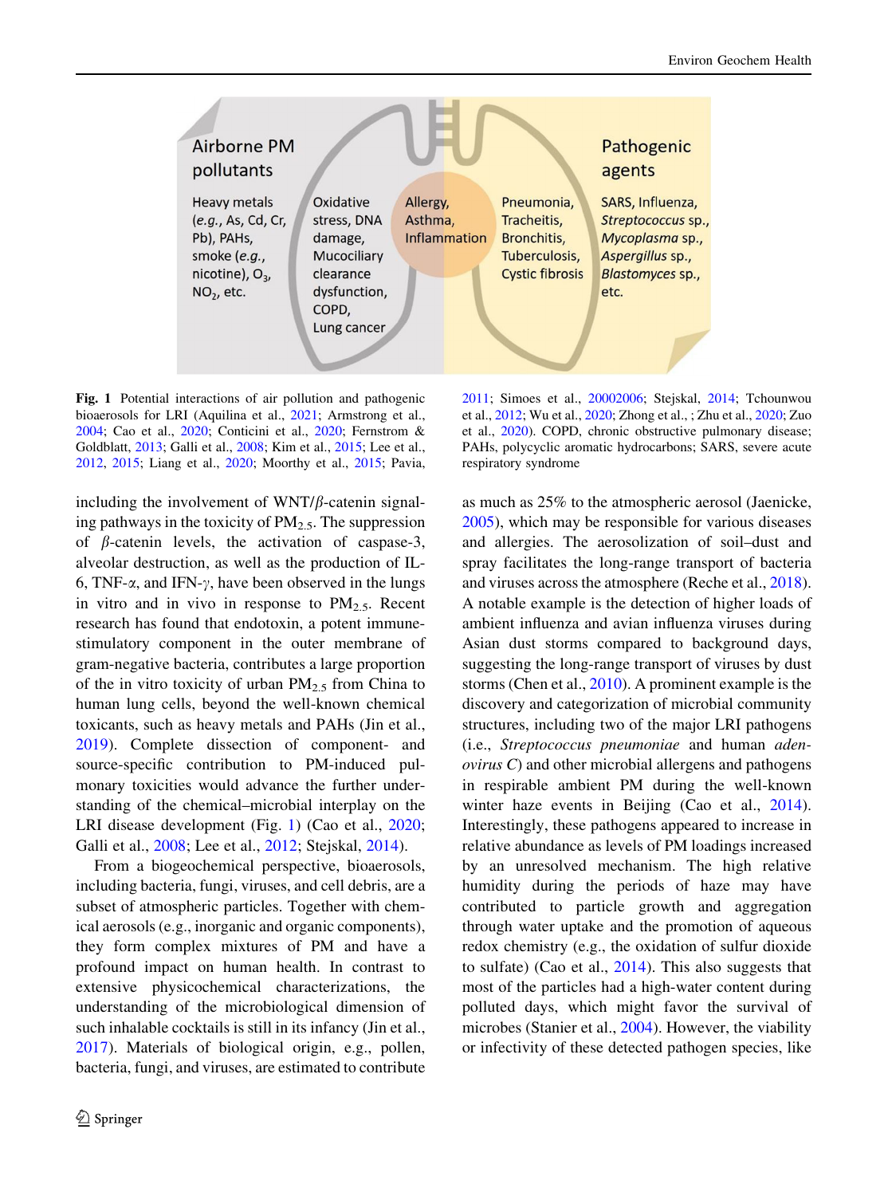Airborne PM pollutants

Heavy metals (*e.g.*, As, Cd, Cr, Pb), PAHs, smoke (*e.g.*, nicotine), $O_3$, $NO_2$, etc.

Oxidative stress, DNA damage, Mucociliary clearance dysfunction, COPD, Lung cancer

Allergy, Asthma, Inflammation

Pneumonia, Tracheitis, Bronchitis, Tuberculosis, Cystic fibrosis

Pathogenic agents

SARS, Influenza, *Streptococcus* sp., *Mycoplasma* sp., *Aspergillus* sp., *Blastomyces* sp., etc.

**Fig. 1** Potential interactions of air pollution and pathogenic bioaerosols for LRI (Aquilina et al., 2021; Armstrong et al., 2004; Cao et al., 2020; Conticini et al., 2020; Fernstrom & Goldblatt, 2013; Galli et al., 2008; Kim et al., 2015; Lee et al., 2012, 2015; Liang et al., 2020; Moorthy et al., 2015; Pavia, 2011; Simoes et al., 20002006; Stejskal, 2014; Tchounwou et al., 2012; Wu et al., 2020; Zhong et al., ; Zhu et al., 2020; Zuo et al., 2020). COPD, chronic obstructive pulmonary disease; PAHs, polycyclic aromatic hydrocarbons; SARS, severe acute respiratory syndrome

including the involvement of WNT/$\beta$-catenin signaling pathways in the toxicity of $PM_{2.5}$. The suppression of $\beta$-catenin levels, the activation of caspase-3, alveolar destruction, as well as the production of IL-6, TNF-$\alpha$, and IFN-$\gamma$, have been observed in the lungs in vitro and in vivo in response to $PM_{2.5}$. Recent research has found that endotoxin, a potent immune-stimulatory component in the outer membrane of gram-negative bacteria, contributes a large proportion of the in vitro toxicity of urban $PM_{2.5}$ from China to human lung cells, beyond the well-known chemical toxicants, such as heavy metals and PAHs (Jin et al., 2019). Complete dissection of component- and source-specific contribution to PM-induced pulmonary toxicities would advance the further understanding of the chemical–microbial interplay on the LRI disease development (Fig. 1) (Cao et al., 2020; Galli et al., 2008; Lee et al., 2012; Stejskal, 2014).

From a biogeochemical perspective, bioaerosols, including bacteria, fungi, viruses, and cell debris, are a subset of atmospheric particles. Together with chemical aerosols (e.g., inorganic and organic components), they form complex mixtures of PM and have a profound impact on human health. In contrast to extensive physicochemical characterizations, the understanding of the microbiological dimension of such inhalable cocktails is still in its infancy (Jin et al., 2017). Materials of biological origin, e.g., pollen, bacteria, fungi, and viruses, are estimated to contribute as much as 25% to the atmospheric aerosol (Jaenicke, 2005), which may be responsible for various diseases and allergies. The aerosolization of soil–dust and spray facilitates the long-range transport of bacteria and viruses across the atmosphere (Reche et al., 2018). A notable example is the detection of higher loads of ambient influenza and avian influenza viruses during Asian dust storms compared to background days, suggesting the long-range transport of viruses by dust storms (Chen et al., 2010). A prominent example is the discovery and categorization of microbial community structures, including two of the major LRI pathogens (i.e., *Streptococcus pneumoniae* and human *adenovirus C*) and other microbial allergens and pathogens in respirable ambient PM during the well-known winter haze events in Beijing (Cao et al., 2014). Interestingly, these pathogens appeared to increase in relative abundance as levels of PM loadings increased by an unresolved mechanism. The high relative humidity during the periods of haze may have contributed to particle growth and aggregation through water uptake and the promotion of aqueous redox chemistry (e.g., the oxidation of sulfur dioxide to sulfate) (Cao et al., 2014). This also suggests that most of the particles had a high-water content during polluted days, which might favor the survival of microbes (Stanier et al., 2004). However, the viability or infectivity of these detected pathogen species, like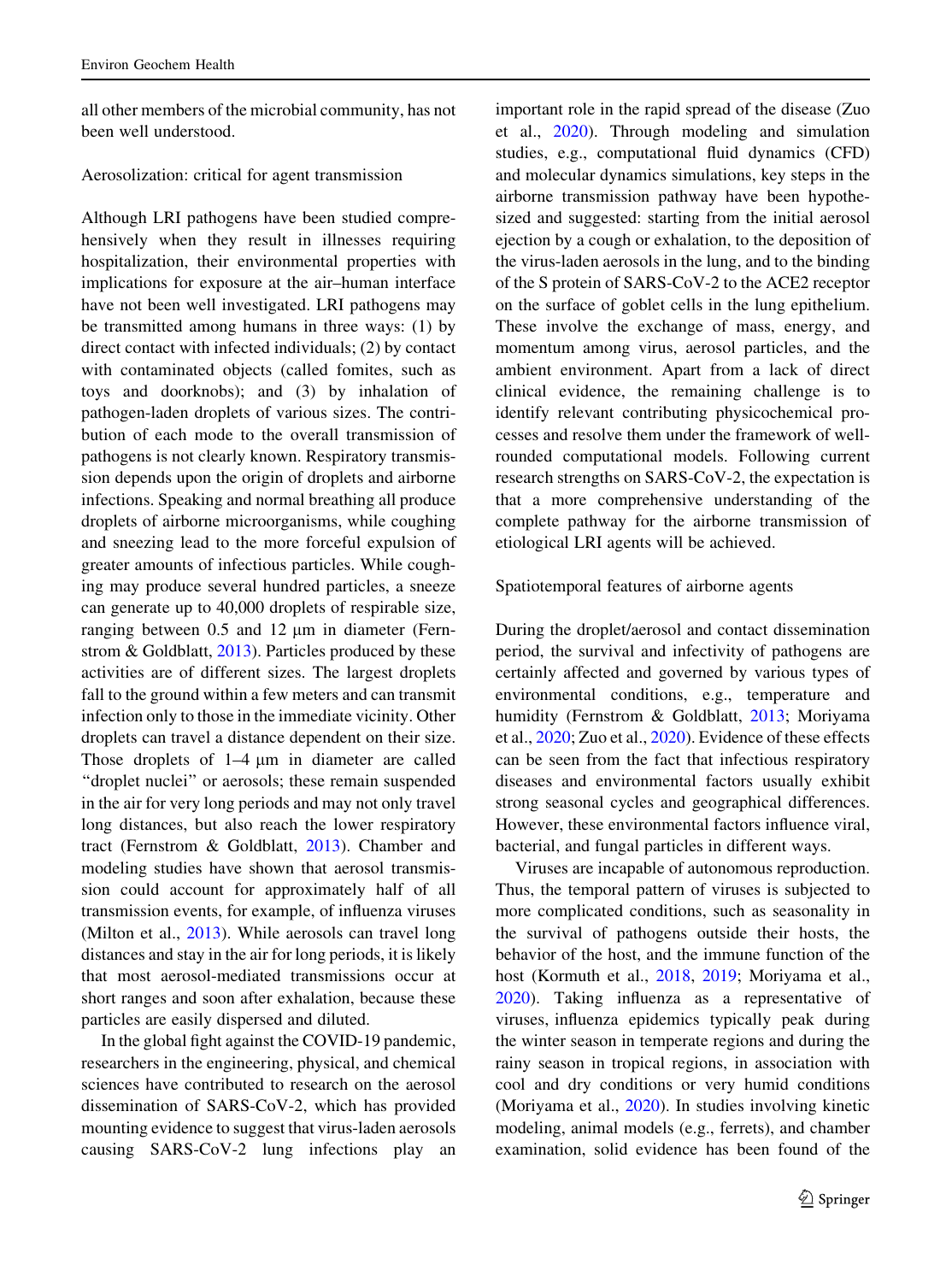all other members of the microbial community, has not been well understood.

### Aerosolization: critical for agent transmission

Although LRI pathogens have been studied comprehensively when they result in illnesses requiring hospitalization, their environmental properties with implications for exposure at the air–human interface have not been well investigated. LRI pathogens may be transmitted among humans in three ways: (1) by direct contact with infected individuals; (2) by contact with contaminated objects (called fomites, such as toys and doorknobs); and (3) by inhalation of pathogen-laden droplets of various sizes. The contribution of each mode to the overall transmission of pathogens is not clearly known. Respiratory transmission depends upon the origin of droplets and airborne infections. Speaking and normal breathing all produce droplets of airborne microorganisms, while coughing and sneezing lead to the more forceful expulsion of greater amounts of infectious particles. While coughing may produce several hundred particles, a sneeze can generate up to 40,000 droplets of respirable size, ranging between 0.5 and 12 μm in diameter (Fernstrom & Goldblatt, 2013). Particles produced by these activities are of different sizes. The largest droplets fall to the ground within a few meters and can transmit infection only to those in the immediate vicinity. Other droplets can travel a distance dependent on their size. Those droplets of 1–4 μm in diameter are called "droplet nuclei" or aerosols; these remain suspended in the air for very long periods and may not only travel long distances, but also reach the lower respiratory tract (Fernstrom & Goldblatt, 2013). Chamber and modeling studies have shown that aerosol transmission could account for approximately half of all transmission events, for example, of influenza viruses (Milton et al., 2013). While aerosols can travel long distances and stay in the air for long periods, it is likely that most aerosol-mediated transmissions occur at short ranges and soon after exhalation, because these particles are easily dispersed and diluted.

In the global fight against the COVID-19 pandemic, researchers in the engineering, physical, and chemical sciences have contributed to research on the aerosol dissemination of SARS-CoV-2, which has provided mounting evidence to suggest that virus-laden aerosols causing SARS-CoV-2 lung infections play an important role in the rapid spread of the disease (Zuo et al., 2020). Through modeling and simulation studies, e.g., computational fluid dynamics (CFD) and molecular dynamics simulations, key steps in the airborne transmission pathway have been hypothesized and suggested: starting from the initial aerosol ejection by a cough or exhalation, to the deposition of the virus-laden aerosols in the lung, and to the binding of the S protein of SARS-CoV-2 to the ACE2 receptor on the surface of goblet cells in the lung epithelium. These involve the exchange of mass, energy, and momentum among virus, aerosol particles, and the ambient environment. Apart from a lack of direct clinical evidence, the remaining challenge is to identify relevant contributing physicochemical processes and resolve them under the framework of well-rounded computational models. Following current research strengths on SARS-CoV-2, the expectation is that a more comprehensive understanding of the complete pathway for the airborne transmission of etiological LRI agents will be achieved.

### Spatiotemporal features of airborne agents

During the droplet/aerosol and contact dissemination period, the survival and infectivity of pathogens are certainly affected and governed by various types of environmental conditions, e.g., temperature and humidity (Fernstrom & Goldblatt, 2013; Moriyama et al., 2020; Zuo et al., 2020). Evidence of these effects can be seen from the fact that infectious respiratory diseases and environmental factors usually exhibit strong seasonal cycles and geographical differences. However, these environmental factors influence viral, bacterial, and fungal particles in different ways.

Viruses are incapable of autonomous reproduction. Thus, the temporal pattern of viruses is subjected to more complicated conditions, such as seasonality in the survival of pathogens outside their hosts, the behavior of the host, and the immune function of the host (Kormuth et al., 2018, 2019; Moriyama et al., 2020). Taking influenza as a representative of viruses, influenza epidemics typically peak during the winter season in temperate regions and during the rainy season in tropical regions, in association with cool and dry conditions or very humid conditions (Moriyama et al., 2020). In studies involving kinetic modeling, animal models (e.g., ferrets), and chamber examination, solid evidence has been found of the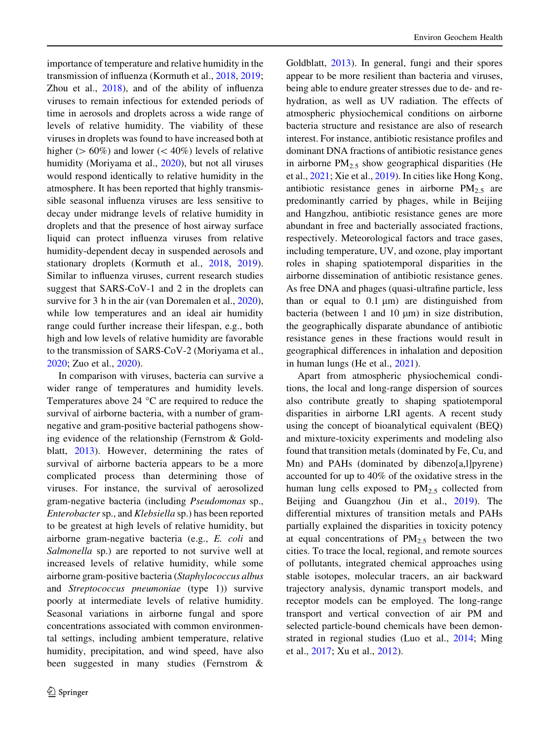importance of temperature and relative humidity in the transmission of influenza (Kormuth et al., 2018, 2019; Zhou et al., 2018), and of the ability of influenza viruses to remain infectious for extended periods of time in aerosols and droplets across a wide range of levels of relative humidity. The viability of these viruses in droplets was found to have increased both at higher (> 60%) and lower (< 40%) levels of relative humidity (Moriyama et al., 2020), but not all viruses would respond identically to relative humidity in the atmosphere. It has been reported that highly transmissible seasonal influenza viruses are less sensitive to decay under midrange levels of relative humidity in droplets and that the presence of host airway surface liquid can protect influenza viruses from relative humidity-dependent decay in suspended aerosols and stationary droplets (Kormuth et al., 2018, 2019). Similar to influenza viruses, current research studies suggest that SARS-CoV-1 and 2 in the droplets can survive for 3 h in the air (van Doremalen et al., 2020), while low temperatures and an ideal air humidity range could further increase their lifespan, e.g., both high and low levels of relative humidity are favorable to the transmission of SARS-CoV-2 (Moriyama et al., 2020; Zuo et al., 2020).

In comparison with viruses, bacteria can survive a wider range of temperatures and humidity levels. Temperatures above 24 °C are required to reduce the survival of airborne bacteria, with a number of gram-negative and gram-positive bacterial pathogens showing evidence of the relationship (Fernstrom & Goldblatt, 2013). However, determining the rates of survival of airborne bacteria appears to be a more complicated process than determining those of viruses. For instance, the survival of aerosolized gram-negative bacteria (including *Pseudomonas* sp., *Enterobacter* sp., and *Klebsiella* sp.) has been reported to be greatest at high levels of relative humidity, but airborne gram-negative bacteria (e.g., *E. coli* and *Salmonella* sp.) are reported to not survive well at increased levels of relative humidity, while some airborne gram-positive bacteria (*Staphylococcus albus* and *Streptococcus pneumoniae* (type 1)) survive poorly at intermediate levels of relative humidity. Seasonal variations in airborne fungal and spore concentrations associated with common environmental settings, including ambient temperature, relative humidity, precipitation, and wind speed, have also been suggested in many studies (Fernstrom & Goldblatt, 2013). In general, fungi and their spores appear to be more resilient than bacteria and viruses, being able to endure greater stresses due to de- and rehydration, as well as UV radiation. The effects of atmospheric physiochemical conditions on airborne bacteria structure and resistance are also of research interest. For instance, antibiotic resistance profiles and dominant DNA fractions of antibiotic resistance genes in airborne $PM_{2.5}$ show geographical disparities (He et al., 2021; Xie et al., 2019). In cities like Hong Kong, antibiotic resistance genes in airborne $PM_{2.5}$ are predominantly carried by phages, while in Beijing and Hangzhou, antibiotic resistance genes are more abundant in free and bacterially associated fractions, respectively. Meteorological factors and trace gases, including temperature, UV, and ozone, play important roles in shaping spatiotemporal disparities in the airborne dissemination of antibiotic resistance genes. As free DNA and phages (quasi-ultrafine particle, less than or equal to 0.1 μm) are distinguished from bacteria (between 1 and 10 μm) in size distribution, the geographically disparate abundance of antibiotic resistance genes in these fractions would result in geographical differences in inhalation and deposition in human lungs (He et al., 2021).

Apart from atmospheric physiochemical conditions, the local and long-range dispersion of sources also contribute greatly to shaping spatiotemporal disparities in airborne LRI agents. A recent study using the concept of bioanalytical equivalent (BEQ) and mixture-toxicity experiments and modeling also found that transition metals (dominated by Fe, Cu, and Mn) and PAHs (dominated by dibenzo[a,l]pyrene) accounted for up to 40% of the oxidative stress in the human lung cells exposed to $PM_{2.5}$ collected from Beijing and Guangzhou (Jin et al., 2019). The differential mixtures of transition metals and PAHs partially explained the disparities in toxicity potency at equal concentrations of $PM_{2.5}$ between the two cities. To trace the local, regional, and remote sources of pollutants, integrated chemical approaches using stable isotopes, molecular tracers, an air backward trajectory analysis, dynamic transport models, and receptor models can be employed. The long-range transport and vertical convection of air PM and selected particle-bound chemicals have been demonstrated in regional studies (Luo et al., 2014; Ming et al., 2017; Xu et al., 2012).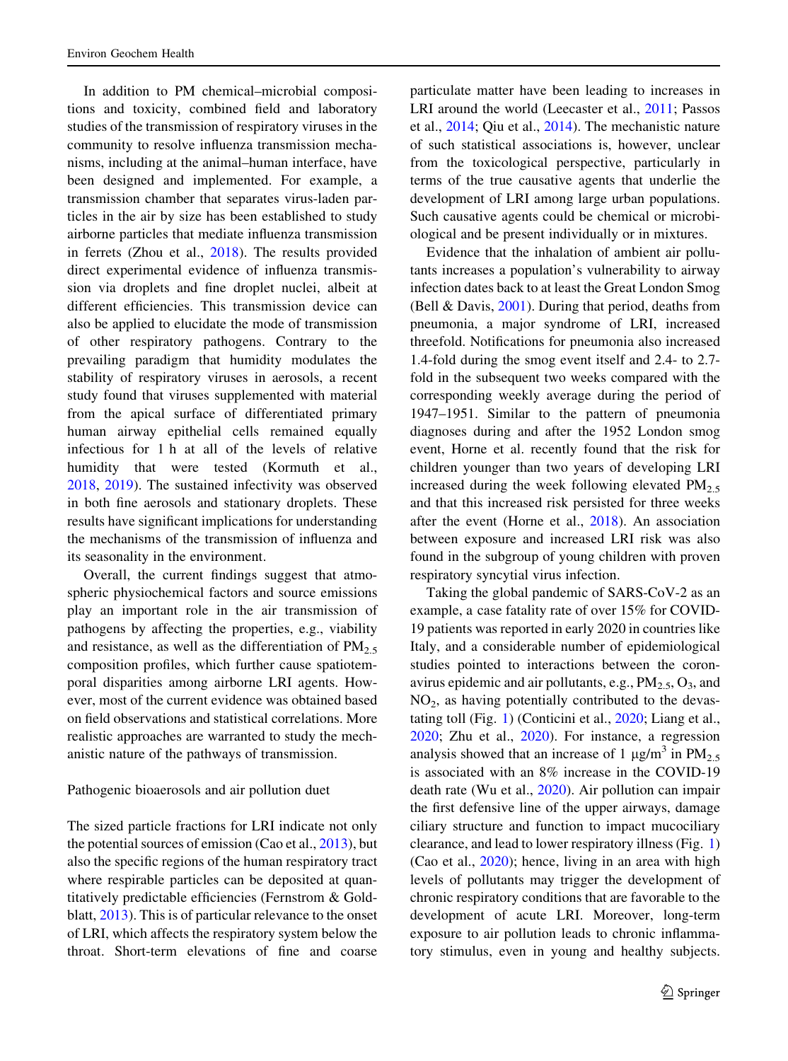In addition to PM chemical–microbial compositions and toxicity, combined field and laboratory studies of the transmission of respiratory viruses in the community to resolve influenza transmission mechanisms, including at the animal–human interface, have been designed and implemented. For example, a transmission chamber that separates virus-laden particles in the air by size has been established to study airborne particles that mediate influenza transmission in ferrets (Zhou et al., 2018). The results provided direct experimental evidence of influenza transmission via droplets and fine droplet nuclei, albeit at different efficiencies. This transmission device can also be applied to elucidate the mode of transmission of other respiratory pathogens. Contrary to the prevailing paradigm that humidity modulates the stability of respiratory viruses in aerosols, a recent study found that viruses supplemented with material from the apical surface of differentiated primary human airway epithelial cells remained equally infectious for 1 h at all of the levels of relative humidity that were tested (Kormuth et al., 2018, 2019). The sustained infectivity was observed in both fine aerosols and stationary droplets. These results have significant implications for understanding the mechanisms of the transmission of influenza and its seasonality in the environment.

Overall, the current findings suggest that atmospheric physiochemical factors and source emissions play an important role in the air transmission of pathogens by affecting the properties, e.g., viability and resistance, as well as the differentiation of $PM_{2.5}$ composition profiles, which further cause spatiotemporal disparities among airborne LRI agents. However, most of the current evidence was obtained based on field observations and statistical correlations. More realistic approaches are warranted to study the mechanistic nature of the pathways of transmission.

## Pathogenic bioaerosols and air pollution duet

The sized particle fractions for LRI indicate not only the potential sources of emission (Cao et al., 2013), but also the specific regions of the human respiratory tract where respirable particles can be deposited at quantitatively predictable efficiencies (Fernstrom & Goldblatt, 2013). This is of particular relevance to the onset of LRI, which affects the respiratory system below the throat. Short-term elevations of fine and coarse particulate matter have been leading to increases in LRI around the world (Leecaster et al., 2011; Passos et al., 2014; Qiu et al., 2014). The mechanistic nature of such statistical associations is, however, unclear from the toxicological perspective, particularly in terms of the true causative agents that underlie the development of LRI among large urban populations. Such causative agents could be chemical or microbiological and be present individually or in mixtures.

Evidence that the inhalation of ambient air pollutants increases a population's vulnerability to airway infection dates back to at least the Great London Smog (Bell & Davis, 2001). During that period, deaths from pneumonia, a major syndrome of LRI, increased threefold. Notifications for pneumonia also increased 1.4-fold during the smog event itself and 2.4- to 2.7-fold in the subsequent two weeks compared with the corresponding weekly average during the period of 1947–1951. Similar to the pattern of pneumonia diagnoses during and after the 1952 London smog event, Horne et al. recently found that the risk for children younger than two years of developing LRI increased during the week following elevated $PM_{2.5}$ and that this increased risk persisted for three weeks after the event (Horne et al., 2018). An association between exposure and increased LRI risk was also found in the subgroup of young children with proven respiratory syncytial virus infection.

Taking the global pandemic of SARS-CoV-2 as an example, a case fatality rate of over 15% for COVID-19 patients was reported in early 2020 in countries like Italy, and a considerable number of epidemiological studies pointed to interactions between the coronavirus epidemic and air pollutants, e.g., $PM_{2.5}$, $O_3$, and $NO_2$, as having potentially contributed to the devastating toll (Fig. 1) (Conticini et al., 2020; Liang et al., 2020; Zhu et al., 2020). For instance, a regression analysis showed that an increase of 1 $\mu g/m^3$ in $PM_{2.5}$ is associated with an 8% increase in the COVID-19 death rate (Wu et al., 2020). Air pollution can impair the first defensive line of the upper airways, damage ciliary structure and function to impact mucociliary clearance, and lead to lower respiratory illness (Fig. 1) (Cao et al., 2020); hence, living in an area with high levels of pollutants may trigger the development of chronic respiratory conditions that are favorable to the development of acute LRI. Moreover, long-term exposure to air pollution leads to chronic inflammatory stimulus, even in young and healthy subjects.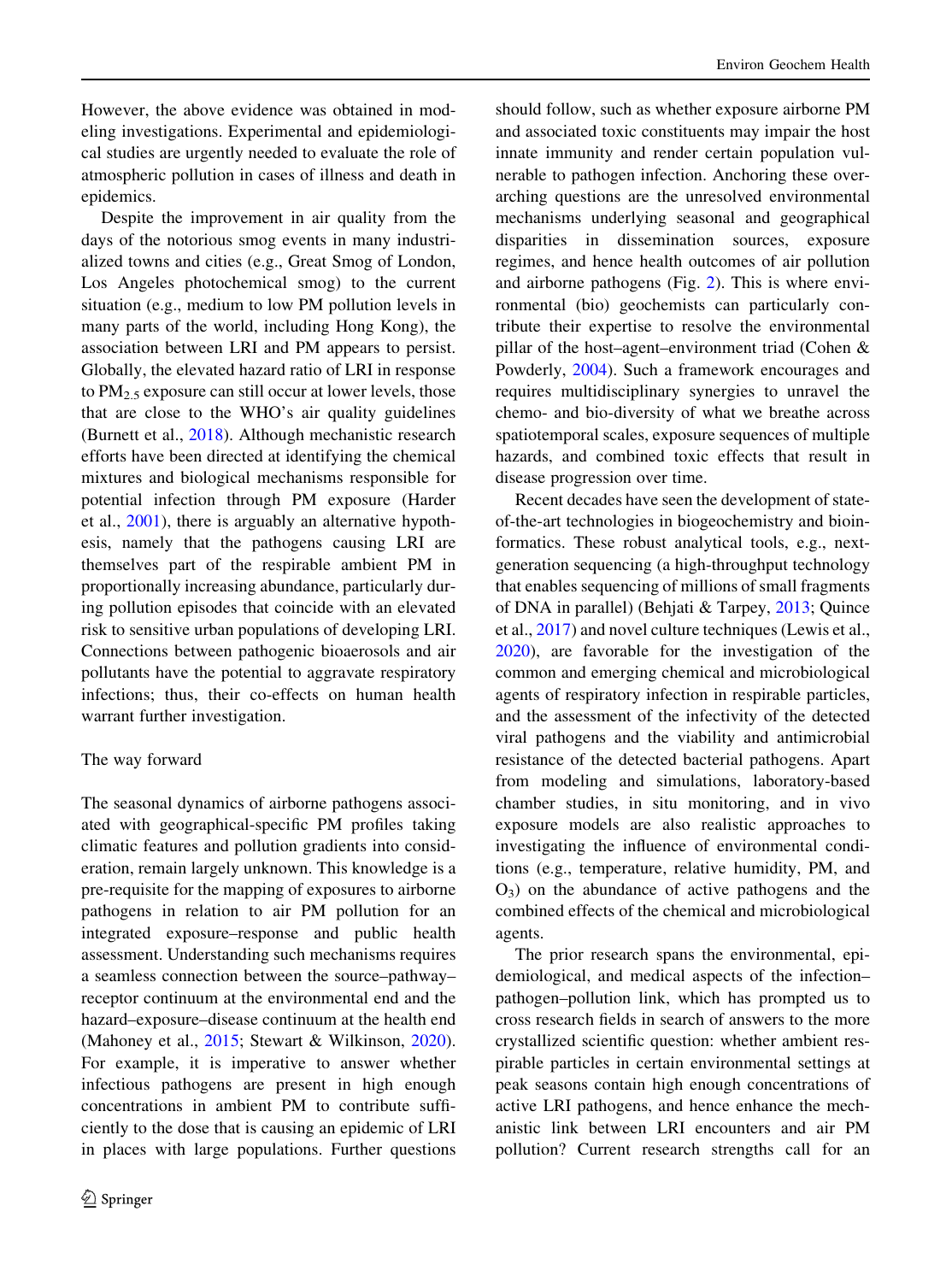However, the above evidence was obtained in modeling investigations. Experimental and epidemiological studies are urgently needed to evaluate the role of atmospheric pollution in cases of illness and death in epidemics.

Despite the improvement in air quality from the days of the notorious smog events in many industrialized towns and cities (e.g., Great Smog of London, Los Angeles photochemical smog) to the current situation (e.g., medium to low PM pollution levels in many parts of the world, including Hong Kong), the association between LRI and PM appears to persist. Globally, the elevated hazard ratio of LRI in response to $PM_{2.5}$ exposure can still occur at lower levels, those that are close to the WHO's air quality guidelines (Burnett et al., 2018). Although mechanistic research efforts have been directed at identifying the chemical mixtures and biological mechanisms responsible for potential infection through PM exposure (Harder et al., 2001), there is arguably an alternative hypothesis, namely that the pathogens causing LRI are themselves part of the respirable ambient PM in proportionally increasing abundance, particularly during pollution episodes that coincide with an elevated risk to sensitive urban populations of developing LRI. Connections between pathogenic bioaerosols and air pollutants have the potential to aggravate respiratory infections; thus, their co-effects on human health warrant further investigation.

## The way forward

The seasonal dynamics of airborne pathogens associated with geographical-specific PM profiles taking climatic features and pollution gradients into consideration, remain largely unknown. This knowledge is a pre-requisite for the mapping of exposures to airborne pathogens in relation to air PM pollution for an integrated exposure–response and public health assessment. Understanding such mechanisms requires a seamless connection between the source–pathway–receptor continuum at the environmental end and the hazard–exposure–disease continuum at the health end (Mahoney et al., 2015; Stewart & Wilkinson, 2020). For example, it is imperative to answer whether infectious pathogens are present in high enough concentrations in ambient PM to contribute sufficiently to the dose that is causing an epidemic of LRI in places with large populations. Further questions should follow, such as whether exposure airborne PM and associated toxic constituents may impair the host innate immunity and render certain population vulnerable to pathogen infection. Anchoring these overarching questions are the unresolved environmental mechanisms underlying seasonal and geographical disparities in dissemination sources, exposure regimes, and hence health outcomes of air pollution and airborne pathogens (Fig. 2). This is where environmental (bio) geochemists can particularly contribute their expertise to resolve the environmental pillar of the host–agent–environment triad (Cohen & Powderly, 2004). Such a framework encourages and requires multidisciplinary synergies to unravel the chemo- and bio-diversity of what we breathe across spatiotemporal scales, exposure sequences of multiple hazards, and combined toxic effects that result in disease progression over time.

Recent decades have seen the development of state-of-the-art technologies in biogeochemistry and bioinformatics. These robust analytical tools, e.g., next-generation sequencing (a high-throughput technology that enables sequencing of millions of small fragments of DNA in parallel) (Behjati & Tarpey, 2013; Quince et al., 2017) and novel culture techniques (Lewis et al., 2020), are favorable for the investigation of the common and emerging chemical and microbiological agents of respiratory infection in respirable particles, and the assessment of the infectivity of the detected viral pathogens and the viability and antimicrobial resistance of the detected bacterial pathogens. Apart from modeling and simulations, laboratory-based chamber studies, in situ monitoring, and in vivo exposure models are also realistic approaches to investigating the influence of environmental conditions (e.g., temperature, relative humidity, PM, and $O_3$) on the abundance of active pathogens and the combined effects of the chemical and microbiological agents.

The prior research spans the environmental, epidemiological, and medical aspects of the infection–pathogen–pollution link, which has prompted us to cross research fields in search of answers to the more crystallized scientific question: whether ambient respirable particles in certain environmental settings at peak seasons contain high enough concentrations of active LRI pathogens, and hence enhance the mechanistic link between LRI encounters and air PM pollution? Current research strengths call for an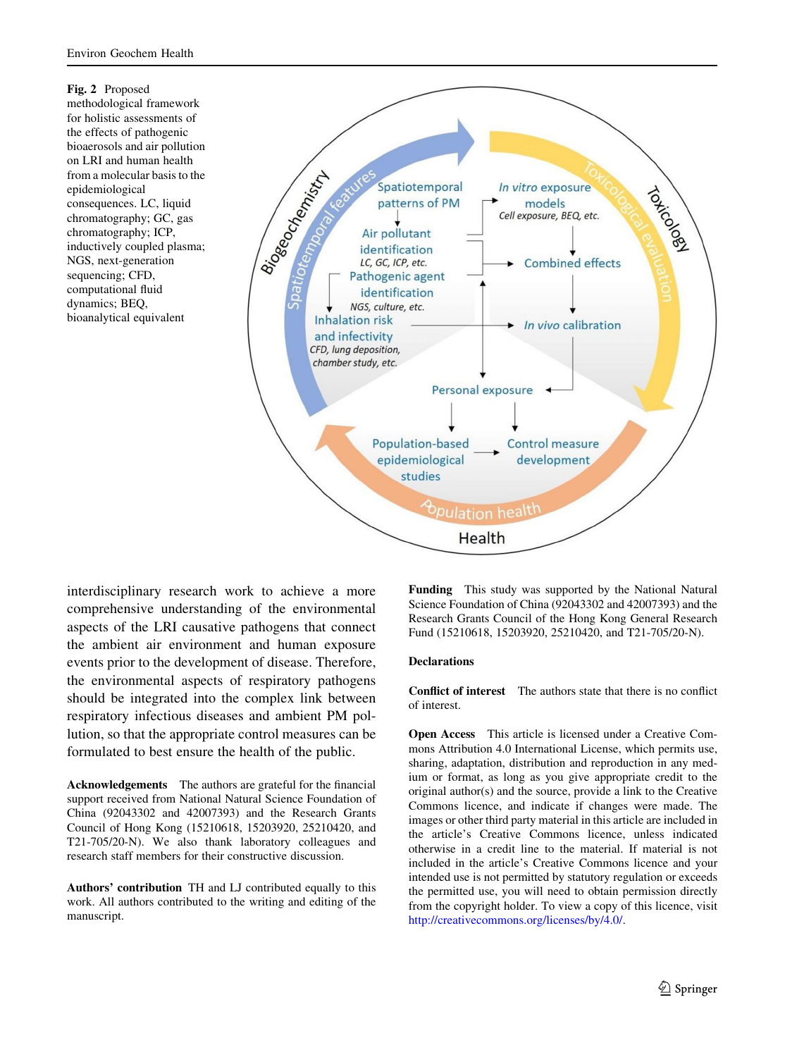**Fig. 2** Proposed methodological framework for holistic assessments of the effects of pathogenic bioaerosols and air pollution on LRI and human health from a molecular basis to the epidemiological consequences. LC, liquid chromatography; GC, gas chromatography; ICP, inductively coupled plasma; NGS, next-generation sequencing; CFD, computational fluid dynamics; BEQ, bioanalytical equivalent

interdisciplinary research work to achieve a more comprehensive understanding of the environmental aspects of the LRI causative pathogens that connect the ambient air environment and human exposure events prior to the development of disease. Therefore, the environmental aspects of respiratory pathogens should be integrated into the complex link between respiratory infectious diseases and ambient PM pollution, so that the appropriate control measures can be formulated to best ensure the health of the public.

**Acknowledgements** The authors are grateful for the financial support received from National Natural Science Foundation of China (92043302 and 42007393) and the Research Grants Council of Hong Kong (15210618, 15203920, 25210420, and T21-705/20-N). We also thank laboratory colleagues and research staff members for their constructive discussion.

**Authors' contribution** TH and LJ contributed equally to this work. All authors contributed to the writing and editing of the manuscript.

**Funding** This study was supported by the National Natural Science Foundation of China (92043302 and 42007393) and the Research Grants Council of the Hong Kong General Research Fund (15210618, 15203920, 25210420, and T21-705/20-N).

## Declarations

**Conflict of interest** The authors state that there is no conflict of interest.

**Open Access** This article is licensed under a Creative Commons Attribution 4.0 International License, which permits use, sharing, adaptation, distribution and reproduction in any medium or format, as long as you give appropriate credit to the original author(s) and the source, provide a link to the Creative Commons licence, and indicate if changes were made. The images or other third party material in this article are included in the article's Creative Commons licence, unless indicated otherwise in a credit line to the material. If material is not included in the article's Creative Commons licence and your intended use is not permitted by statutory regulation or exceeds the permitted use, you will need to obtain permission directly from the copyright holder. To view a copy of this licence, visit http://creativecommons.org/licenses/by/4.0/.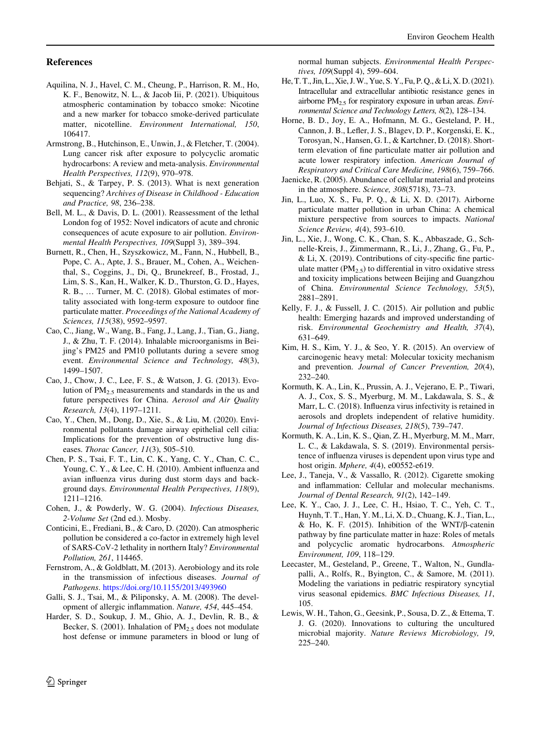## References

Aquilina, N. J., Havel, C. M., Cheung, P., Harrison, R. M., Ho, K. F., Benowitz, N. L., & Jacob Iii, P. (2021). Ubiquitous atmospheric contamination by tobacco smoke: Nicotine and a new marker for tobacco smoke-derived particulate matter, nicotelline. *Environment International, 150*, 106417.

Armstrong, B., Hutchinson, E., Unwin, J., & Fletcher, T. (2004). Lung cancer risk after exposure to polycyclic aromatic hydrocarbons: A review and meta-analysis. *Environmental Health Perspectives, 112*(9), 970–978.

Behjati, S., & Tarpey, P. S. (2013). What is next generation sequencing? *Archives of Disease in Childhood - Education and Practice, 98*, 236–238.

Bell, M. L., & Davis, D. L. (2001). Reassessment of the lethal London fog of 1952: Novel indicators of acute and chronic consequences of acute exposure to air pollution. *Environmental Health Perspectives, 109*(Suppl 3), 389–394.

Burnett, R., Chen, H., Szyszkowicz, M., Fann, N., Hubbell, B., Pope, C. A., Apte, J. S., Brauer, M., Cohen, A., Weichenthal, S., Coggins, J., Di, Q., Brunekreef, B., Frostad, J., Lim, S. S., Kan, H., Walker, K. D., Thurston, G. D., Hayes, R. B., … Turner, M. C. (2018). Global estimates of mortality associated with long-term exposure to outdoor fine particulate matter. *Proceedings of the National Academy of Sciences, 115*(38), 9592–9597.

Cao, C., Jiang, W., Wang, B., Fang, J., Lang, J., Tian, G., Jiang, J., & Zhu, T. F. (2014). Inhalable microorganisms in Beijing's PM25 and PM10 pollutants during a severe smog event. *Environmental Science and Technology, 48*(3), 1499–1507.

Cao, J., Chow, J. C., Lee, F. S., & Watson, J. G. (2013). Evolution of $PM_{2.5}$ measurements and standards in the us and future perspectives for China. *Aerosol and Air Quality Research, 13*(4), 1197–1211.

Cao, Y., Chen, M., Dong, D., Xie, S., & Liu, M. (2020). Environmental pollutants damage airway epithelial cell cilia: Implications for the prevention of obstructive lung diseases. *Thorac Cancer, 11*(3), 505–510.

Chen, P. S., Tsai, F. T., Lin, C. K., Yang, C. Y., Chan, C. C., Young, C. Y., & Lee, C. H. (2010). Ambient influenza and avian influenza virus during dust storm days and background days. *Environmental Health Perspectives, 118*(9), 1211–1216.

Cohen, J., & Powderly, W. G. (2004). *Infectious Diseases, 2-Volume Set* (2nd ed.). Mosby.

Conticini, E., Frediani, B., & Caro, D. (2020). Can atmospheric pollution be considered a co-factor in extremely high level of SARS-CoV-2 lethality in northern Italy? *Environmental Pollution, 261*, 114465.

Fernstrom, A., & Goldblatt, M. (2013). Aerobiology and its role in the transmission of infectious diseases. *Journal of Pathogens*. https://doi.org/10.1155/2013/493960

Galli, S. J., Tsai, M., & Piliponsky, A. M. (2008). The development of allergic inflammation. *Nature, 454*, 445–454.

Harder, S. D., Soukup, J. M., Ghio, A. J., Devlin, R. B., & Becker, S. (2001). Inhalation of $PM_{2.5}$ does not modulate host defense or immune parameters in blood or lung of normal human subjects. *Environmental Health Perspectives, 109*(Suppl 4), 599–604.

He, T. T., Jin, L., Xie, J. W., Yue, S. Y., Fu, P. Q., & Li, X. D. (2021). Intracellular and extracellular antibiotic resistance genes in airborne $PM_{2.5}$ for respiratory exposure in urban areas. *Environmental Science and Technology Letters, 8*(2), 128–134.

Horne, B. D., Joy, E. A., Hofmann, M. G., Gesteland, P. H., Cannon, J. B., Lefler, J. S., Blagev, D. P., Korgenski, E. K., Torosyan, N., Hansen, G. I., & Kartchner, D. (2018). Short-term elevation of fine particulate matter air pollution and acute lower respiratory infection. *American Journal of Respiratory and Critical Care Medicine, 198*(6), 759–766.

Jaenicke, R. (2005). Abundance of cellular material and proteins in the atmosphere. *Science, 308*(5718), 73–73.

Jin, L., Luo, X. S., Fu, P. Q., & Li, X. D. (2017). Airborne particulate matter pollution in urban China: A chemical mixture perspective from sources to impacts. *National Science Review, 4*(4), 593–610.

Jin, L., Xie, J., Wong, C. K., Chan, S. K., Abbaszade, G., Schnelle-Kreis, J., Zimmermann, R., Li, J., Zhang, G., Fu, P., & Li, X. (2019). Contributions of city-specific fine particulate matter ($PM_{2.5}$) to differential in vitro oxidative stress and toxicity implications between Beijing and Guangzhou of China. *Environmental Science Technology, 53*(5), 2881–2891.

Kelly, F. J., & Fussell, J. C. (2015). Air pollution and public health: Emerging hazards and improved understanding of risk. *Environmental Geochemistry and Health, 37*(4), 631–649.

Kim, H. S., Kim, Y. J., & Seo, Y. R. (2015). An overview of carcinogenic heavy metal: Molecular toxicity mechanism and prevention. *Journal of Cancer Prevention, 20*(4), 232–240.

Kormuth, K. A., Lin, K., Prussin, A. J., Vejerano, E. P., Tiwari, A. J., Cox, S. S., Myerburg, M. M., Lakdawala, S. S., & Marr, L. C. (2018). Influenza virus infectivity is retained in aerosols and droplets independent of relative humidity. *Journal of Infectious Diseases, 218*(5), 739–747.

Kormuth, K. A., Lin, K. S., Qian, Z. H., Myerburg, M. M., Marr, L. C., & Lakdawala, S. S. (2019). Environmental persistence of influenza viruses is dependent upon virus type and host origin. *Mphere, 4*(4), e00552-e619.

Lee, J., Taneja, V., & Vassallo, R. (2012). Cigarette smoking and inflammation: Cellular and molecular mechanisms. *Journal of Dental Research, 91*(2), 142–149.

Lee, K. Y., Cao, J. J., Lee, C. H., Hsiao, T. C., Yeh, C. T., Huynh, T. T., Han, Y. M., Li, X. D., Chuang, K. J., Tian, L., & Ho, K. F. (2015). Inhibition of the WNT/β-catenin pathway by fine particulate matter in haze: Roles of metals and polycyclic aromatic hydrocarbons. *Atmospheric Environment, 109*, 118–129.

Leecaster, M., Gesteland, P., Greene, T., Walton, N., Gundlapalli, A., Rolfs, R., Byington, C., & Samore, M. (2011). Modeling the variations in pediatric respiratory syncytial virus seasonal epidemics. *BMC Infectious Diseases, 11*, 105.

Lewis, W. H., Tahon, G., Geesink, P., Sousa, D. Z., & Ettema, T. J. G. (2020). Innovations to culturing the uncultured microbial majority. *Nature Reviews Microbiology, 19*, 225–240.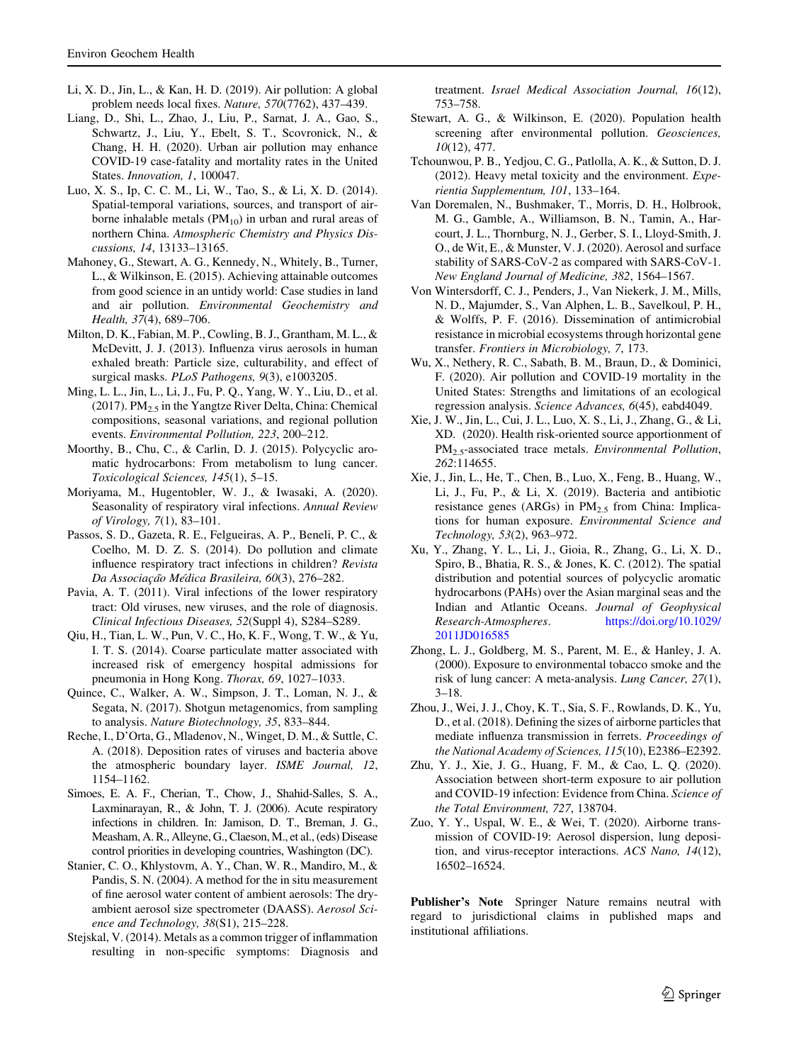Li, X. D., Jin, L., & Kan, H. D. (2019). Air pollution: A global problem needs local fixes. *Nature, 570*(7762), 437–439.

Liang, D., Shi, L., Zhao, J., Liu, P., Sarnat, J. A., Gao, S., Schwartz, J., Liu, Y., Ebelt, S. T., Scovronick, N., & Chang, H. H. (2020). Urban air pollution may enhance COVID-19 case-fatality and mortality rates in the United States. *Innovation, 1*, 100047.

Luo, X. S., Ip, C. C. M., Li, W., Tao, S., & Li, X. D. (2014). Spatial-temporal variations, sources, and transport of airborne inhalable metals ($PM_{10}$) in urban and rural areas of northern China. *Atmospheric Chemistry and Physics Discussions, 14*, 13133–13165.

Mahoney, G., Stewart, A. G., Kennedy, N., Whitely, B., Turner, L., & Wilkinson, E. (2015). Achieving attainable outcomes from good science in an untidy world: Case studies in land and air pollution. *Environmental Geochemistry and Health, 37*(4), 689–706.

Milton, D. K., Fabian, M. P., Cowling, B. J., Grantham, M. L., & McDevitt, J. J. (2013). Influenza virus aerosols in human exhaled breath: Particle size, culturability, and effect of surgical masks. *PLoS Pathogens, 9*(3), e1003205.

Ming, L. L., Jin, L., Li, J., Fu, P. Q., Yang, W. Y., Liu, D., et al. (2017). $PM_{2.5}$ in the Yangtze River Delta, China: Chemical compositions, seasonal variations, and regional pollution events. *Environmental Pollution, 223*, 200–212.

Moorthy, B., Chu, C., & Carlin, D. J. (2015). Polycyclic aromatic hydrocarbons: From metabolism to lung cancer. *Toxicological Sciences, 145*(1), 5–15.

Moriyama, M., Hugentobler, W. J., & Iwasaki, A. (2020). Seasonality of respiratory viral infections. *Annual Review of Virology, 7*(1), 83–101.

Passos, S. D., Gazeta, R. E., Felgueiras, A. P., Beneli, P. C., & Coelho, M. D. Z. S. (2014). Do pollution and climate influence respiratory tract infections in children? *Revista Da Associação Médica Brasileira, 60*(3), 276–282.

Pavia, A. T. (2011). Viral infections of the lower respiratory tract: Old viruses, new viruses, and the role of diagnosis. *Clinical Infectious Diseases, 52*(Suppl 4), S284–S289.

Qiu, H., Tian, L. W., Pun, V. C., Ho, K. F., Wong, T. W., & Yu, I. T. S. (2014). Coarse particulate matter associated with increased risk of emergency hospital admissions for pneumonia in Hong Kong. *Thorax, 69*, 1027–1033.

Quince, C., Walker, A. W., Simpson, J. T., Loman, N. J., & Segata, N. (2017). Shotgun metagenomics, from sampling to analysis. *Nature Biotechnology, 35*, 833–844.

Reche, I., D'Orta, G., Mladenov, N., Winget, D. M., & Suttle, C. A. (2018). Deposition rates of viruses and bacteria above the atmospheric boundary layer. *ISME Journal, 12*, 1154–1162.

Simoes, E. A. F., Cherian, T., Chow, J., Shahid-Salles, S. A., Laxminarayan, R., & John, T. J. (2006). Acute respiratory infections in children. In: Jamison, D. T., Breman, J. G., Measham, A. R., Alleyne, G., Claeson, M., et al., (eds) Disease control priorities in developing countries, Washington (DC).

Stanier, C. O., Khlystovm, A. Y., Chan, W. R., Mandiro, M., & Pandis, S. N. (2004). A method for the in situ measurement of fine aerosol water content of ambient aerosols: The dry-ambient aerosol size spectrometer (DAASS). *Aerosol Science and Technology, 38*(S1), 215–228.

Stejskal, V. (2014). Metals as a common trigger of inflammation resulting in non-specific symptoms: Diagnosis and treatment. *Israel Medical Association Journal, 16*(12), 753–758.

Stewart, A. G., & Wilkinson, E. (2020). Population health screening after environmental pollution. *Geosciences, 10*(12), 477.

Tchounwou, P. B., Yedjou, C. G., Patlolla, A. K., & Sutton, D. J. (2012). Heavy metal toxicity and the environment. *Experientia Supplementum, 101*, 133–164.

Van Doremalen, N., Bushmaker, T., Morris, D. H., Holbrook, M. G., Gamble, A., Williamson, B. N., Tamin, A., Harcourt, J. L., Thornburg, N. J., Gerber, S. I., Lloyd-Smith, J. O., de Wit, E., & Munster, V. J. (2020). Aerosol and surface stability of SARS-CoV-2 as compared with SARS-CoV-1. *New England Journal of Medicine, 382*, 1564–1567.

Von Wintersdorff, C. J., Penders, J., Van Niekerk, J. M., Mills, N. D., Majumder, S., Van Alphen, L. B., Savelkoul, P. H., & Wolffs, P. F. (2016). Dissemination of antimicrobial resistance in microbial ecosystems through horizontal gene transfer. *Frontiers in Microbiology, 7*, 173.

Wu, X., Nethery, R. C., Sabath, B. M., Braun, D., & Dominici, F. (2020). Air pollution and COVID-19 mortality in the United States: Strengths and limitations of an ecological regression analysis. *Science Advances, 6*(45), eabd4049.

Xie, J. W., Jin, L., Cui, J. L., Luo, X. S., Li, J., Zhang, G., & Li, XD. (2020). Health risk-oriented source apportionment of $PM_{2.5}$-associated trace metals. *Environmental Pollution*, *262*:114655.

Xie, J., Jin, L., He, T., Chen, B., Luo, X., Feng, B., Huang, W., Li, J., Fu, P., & Li, X. (2019). Bacteria and antibiotic resistance genes (ARGs) in $PM_{2.5}$ from China: Implications for human exposure. *Environmental Science and Technology, 53*(2), 963–972.

Xu, Y., Zhang, Y. L., Li, J., Gioia, R., Zhang, G., Li, X. D., Spiro, B., Bhatia, R. S., & Jones, K. C. (2012). The spatial distribution and potential sources of polycyclic aromatic hydrocarbons (PAHs) over the Asian marginal seas and the Indian and Atlantic Oceans. *Journal of Geophysical Research-Atmospheres*. https://doi.org/10.1029/2011JD016585

Zhong, L. J., Goldberg, M. S., Parent, M. E., & Hanley, J. A. (2000). Exposure to environmental tobacco smoke and the risk of lung cancer: A meta-analysis. *Lung Cancer, 27*(1), 3–18.

Zhou, J., Wei, J. J., Choy, K. T., Sia, S. F., Rowlands, D. K., Yu, D., et al. (2018). Defining the sizes of airborne particles that mediate influenza transmission in ferrets. *Proceedings of the National Academy of Sciences, 115*(10), E2386–E2392.

Zhu, Y. J., Xie, J. G., Huang, F. M., & Cao, L. Q. (2020). Association between short-term exposure to air pollution and COVID-19 infection: Evidence from China. *Science of the Total Environment, 727*, 138704.

Zuo, Y. Y., Uspal, W. E., & Wei, T. (2020). Airborne transmission of COVID-19: Aerosol dispersion, lung deposition, and virus-receptor interactions. *ACS Nano, 14*(12), 16502–16524.

**Publisher's Note** Springer Nature remains neutral with regard to jurisdictional claims in published maps and institutional affiliations.